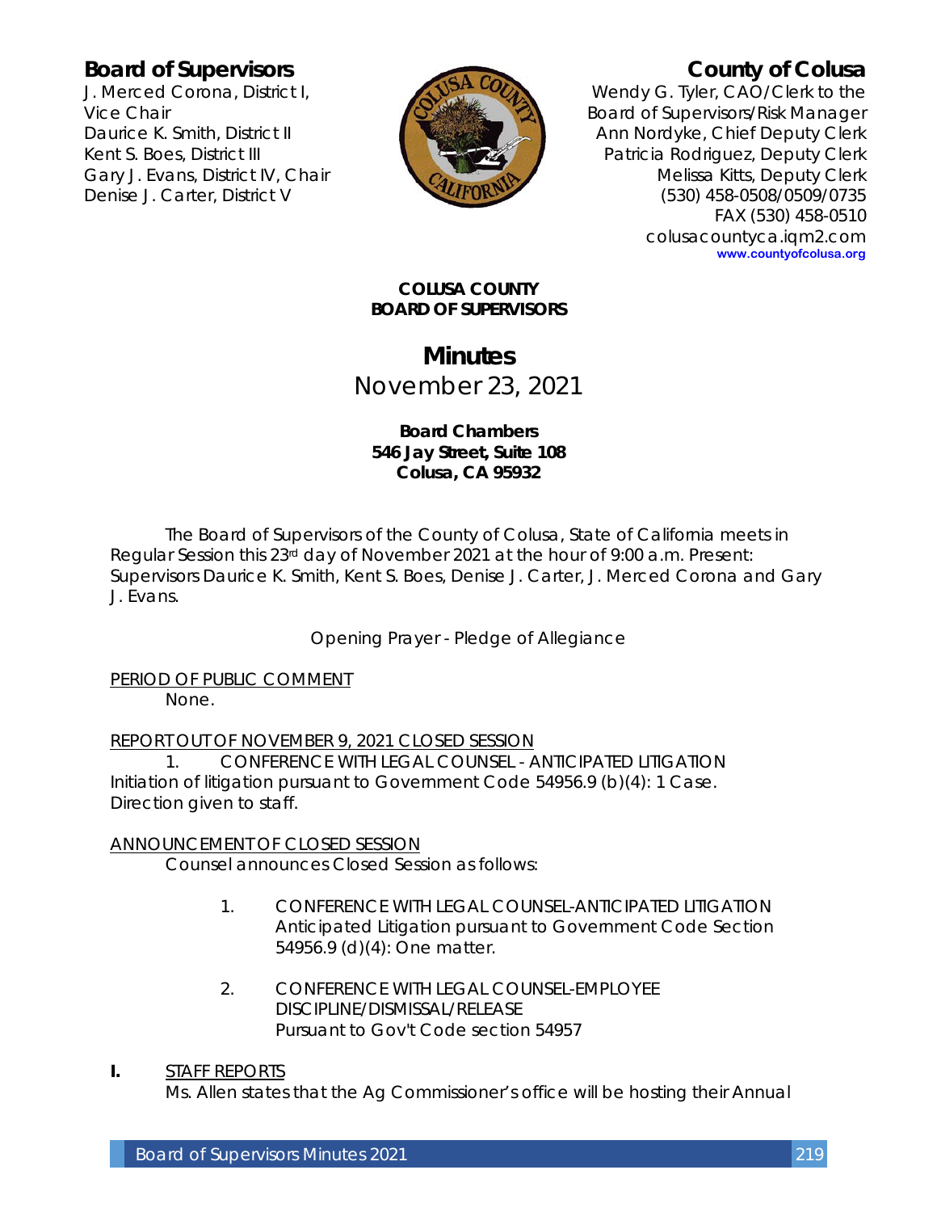**Board of Supervisors**
J. Merced Corona, District I, Vice Chair
Daurice K. Smith, District II
Kent S. Boes, District III
Gary J. Evans, District IV, Chair
Denise J. Carter, District V

**County of Colusa**
Wendy G. Tyler, CAO/Clerk to the Board of Supervisors/Risk Manager
Ann Nordyke, Chief Deputy Clerk
Patricia Rodriguez, Deputy Clerk
Melissa Kitts, Deputy Clerk
(530) 458-0508/0509/0735
FAX (530) 458-0510
colusacountyca.iqm2.com
www.countyofcolusa.org

**COLUSA COUNTY**
**BOARD OF SUPERVISORS**

# Minutes

## November 23, 2021

**Board Chambers**
**546 Jay Street, Suite 108**
**Colusa, CA 95932**

The Board of Supervisors of the County of Colusa, State of California meets in Regular Session this 23rd day of November 2021 at the hour of 9:00 a.m. Present: Supervisors Daurice K. Smith, Kent S. Boes, Denise J. Carter, J. Merced Corona and Gary J. Evans.

Opening Prayer - Pledge of Allegiance

PERIOD OF PUBLIC COMMENT

None.

REPORT OUT OF NOVEMBER 9, 2021 CLOSED SESSION

1. CONFERENCE WITH LEGAL COUNSEL - ANTICIPATED LITIGATION Initiation of litigation pursuant to Government Code 54956.9 (b)(4): 1 Case. Direction given to staff.

ANNOUNCEMENT OF CLOSED SESSION

Counsel announces Closed Session as follows:

1. CONFERENCE WITH LEGAL COUNSEL-ANTICIPATED LITIGATION Anticipated Litigation pursuant to Government Code Section 54956.9 (d)(4): One matter.

2. CONFERENCE WITH LEGAL COUNSEL-EMPLOYEE DISCIPLINE/DISMISSAL/RELEASE Pursuant to Gov't Code section 54957

**I.** STAFF REPORTS

Ms. Allen states that the Ag Commissioner's office will be hosting their Annual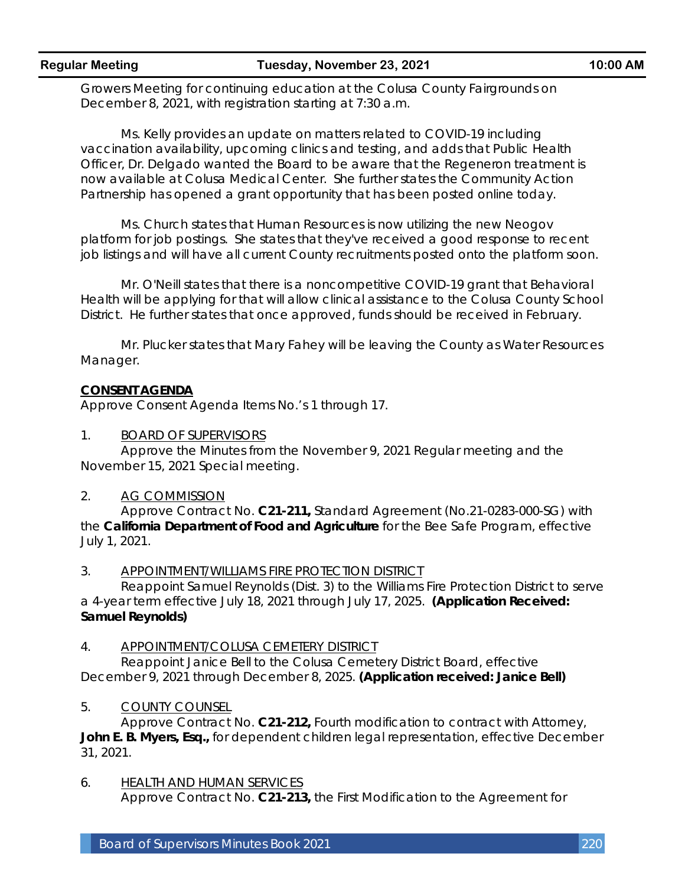Growers Meeting for continuing education at the Colusa County Fairgrounds on December 8, 2021, with registration starting at 7:30 a.m.

Ms. Kelly provides an update on matters related to COVID-19 including vaccination availability, upcoming clinics and testing, and adds that Public Health Officer, Dr. Delgado wanted the Board to be aware that the Regeneron treatment is now available at Colusa Medical Center. She further states the Community Action Partnership has opened a grant opportunity that has been posted online today.

Ms. Church states that Human Resources is now utilizing the new Neogov platform for job postings. She states that they've received a good response to recent job listings and will have all current County recruitments posted onto the platform soon.

Mr. O'Neill states that there is a noncompetitive COVID-19 grant that Behavioral Health will be applying for that will allow clinical assistance to the Colusa County School District. He further states that once approved, funds should be received in February.

Mr. Plucker states that Mary Fahey will be leaving the County as Water Resources Manager.

**CONSENT AGENDA**

Approve Consent Agenda Items No.'s 1 through 17.

1. BOARD OF SUPERVISORS

   Approve the Minutes from the November 9, 2021 Regular meeting and the November 15, 2021 Special meeting.

2. AG COMMISSION

   Approve Contract No. **C21-211,** Standard Agreement (No.21-0283-000-SG) with the **California Department of Food and Agriculture** for the Bee Safe Program, effective July 1, 2021.

3. APPOINTMENT/WILLIAMS FIRE PROTECTION DISTRICT

   Reappoint Samuel Reynolds (Dist. 3) to the Williams Fire Protection District to serve a 4-year term effective July 18, 2021 through July 17, 2025. **(Application Received: Samuel Reynolds)**

4. APPOINTMENT/COLUSA CEMETERY DISTRICT

   Reappoint Janice Bell to the Colusa Cemetery District Board, effective December 9, 2021 through December 8, 2025. **(Application received: Janice Bell)**

5. COUNTY COUNSEL

   Approve Contract No. **C21-212,** Fourth modification to contract with Attorney, **John E. B. Myers, Esq.,** for dependent children legal representation, effective December 31, 2021.

6. HEALTH AND HUMAN SERVICES

   Approve Contract No. **C21-213,** the First Modification to the Agreement for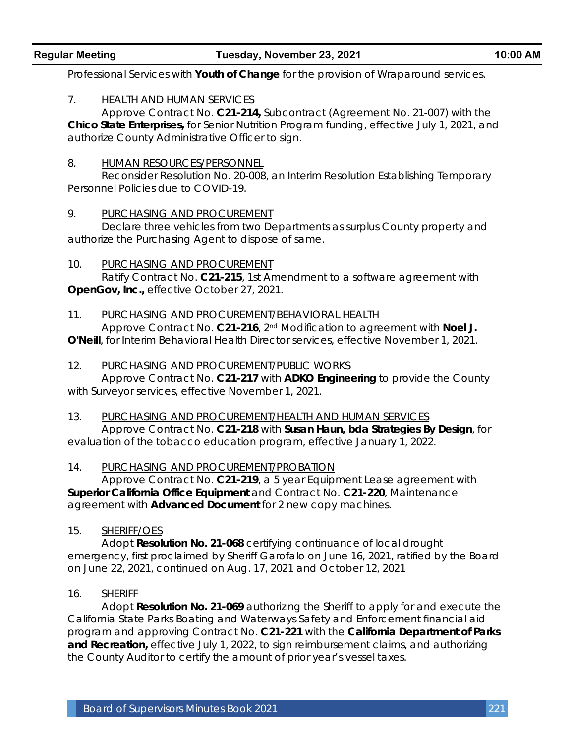Professional Services with **Youth of Change** for the provision of Wraparound services.

7. HEALTH AND HUMAN SERVICES

Approve Contract No. **C21-214,** Subcontract (Agreement No. 21-007) with the **Chico State Enterprises,** for Senior Nutrition Program funding, effective July 1, 2021, and authorize County Administrative Officer to sign.

8. HUMAN RESOURCES/PERSONNEL

Reconsider Resolution No. 20-008, an Interim Resolution Establishing Temporary Personnel Policies due to COVID-19.

9. PURCHASING AND PROCUREMENT

Declare three vehicles from two Departments as surplus County property and authorize the Purchasing Agent to dispose of same.

10. PURCHASING AND PROCUREMENT

Ratify Contract No. **C21-215**, 1st Amendment to a software agreement with **OpenGov, Inc.,** effective October 27, 2021.

11. PURCHASING AND PROCUREMENT/BEHAVIORAL HEALTH

Approve Contract No. **C21-216**, 2nd Modification to agreement with **Noel J. O'Neill**, for Interim Behavioral Health Director services, effective November 1, 2021.

12. PURCHASING AND PROCUREMENT/PUBLIC WORKS

Approve Contract No. **C21-217** with **ADKO Engineering** to provide the County with Surveyor services, effective November 1, 2021.

13. PURCHASING AND PROCUREMENT/HEALTH AND HUMAN SERVICES

Approve Contract No. **C21-218** with **Susan Haun, bda Strategies By Design**, for evaluation of the tobacco education program, effective January 1, 2022.

14. PURCHASING AND PROCUREMENT/PROBATION

Approve Contract No. **C21-219**, a 5 year Equipment Lease agreement with **Superior California Office Equipment** and Contract No. **C21-220**, Maintenance agreement with **Advanced Document** for 2 new copy machines.

15. SHERIFF/OES

Adopt **Resolution No. 21-068** certifying continuance of local drought emergency, first proclaimed by Sheriff Garofalo on June 16, 2021, ratified by the Board on June 22, 2021, continued on Aug. 17, 2021 and October 12, 2021

16. SHERIFF

Adopt **Resolution No. 21-069** authorizing the Sheriff to apply for and execute the California State Parks Boating and Waterways Safety and Enforcement financial aid program and approving Contract No. **C21-221** with the **California Department of Parks and Recreation,** effective July 1, 2022, to sign reimbursement claims, and authorizing the County Auditor to certify the amount of prior year's vessel taxes.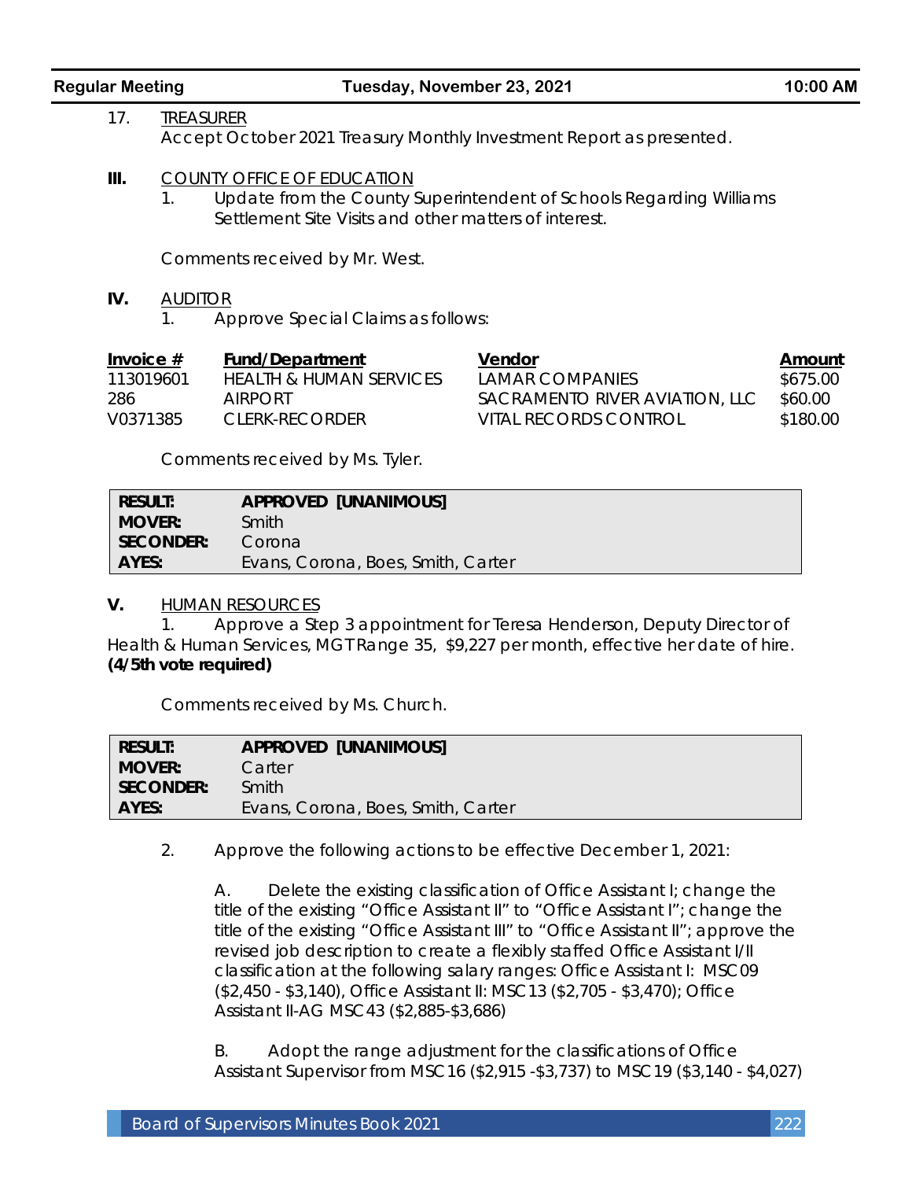17. TREASURER
Accept October 2021 Treasury Monthly Investment Report as presented.

**III.** COUNTY OFFICE OF EDUCATION

1. Update from the County Superintendent of Schools Regarding Williams Settlement Site Visits and other matters of interest.

Comments received by Mr. West.

**IV.** AUDITOR

1. Approve Special Claims as follows:

| Invoice # | Fund/Department | Vendor | Amount |
|---|---|---|---|
| 113019601 | HEALTH & HUMAN SERVICES | LAMAR COMPANIES | $675.00 |
| 286 | AIRPORT | SACRAMENTO RIVER AVIATION, LLC | $60.00 |
| V0371385 | CLERK-RECORDER | VITAL RECORDS CONTROL | $180.00 |

Comments received by Ms. Tyler.

| | |
|---|---|
| **RESULT:** | **APPROVED [UNANIMOUS]** |
| **MOVER:** | Smith |
| **SECONDER:** | Corona |
| **AYES:** | Evans, Corona, Boes, Smith, Carter |

**V.** HUMAN RESOURCES

1. Approve a Step 3 appointment for Teresa Henderson, Deputy Director of Health & Human Services, MGT Range 35, $9,227 per month, effective her date of hire. **(4/5th vote required)**

Comments received by Ms. Church.

| | |
|---|---|
| **RESULT:** | **APPROVED [UNANIMOUS]** |
| **MOVER:** | Carter |
| **SECONDER:** | Smith |
| **AYES:** | Evans, Corona, Boes, Smith, Carter |

2. Approve the following actions to be effective December 1, 2021:

   A. Delete the existing classification of Office Assistant I; change the title of the existing "Office Assistant II" to "Office Assistant I"; change the title of the existing "Office Assistant III" to "Office Assistant II"; approve the revised job description to create a flexibly staffed Office Assistant I/II classification at the following salary ranges: Office Assistant I: MSC09 ($2,450 - $3,140), Office Assistant II: MSC13 ($2,705 - $3,470); Office Assistant II-AG MSC43 ($2,885-$3,686)

   B. Adopt the range adjustment for the classifications of Office Assistant Supervisor from MSC16 ($2,915 -$3,737) to MSC19 ($3,140 - $4,027)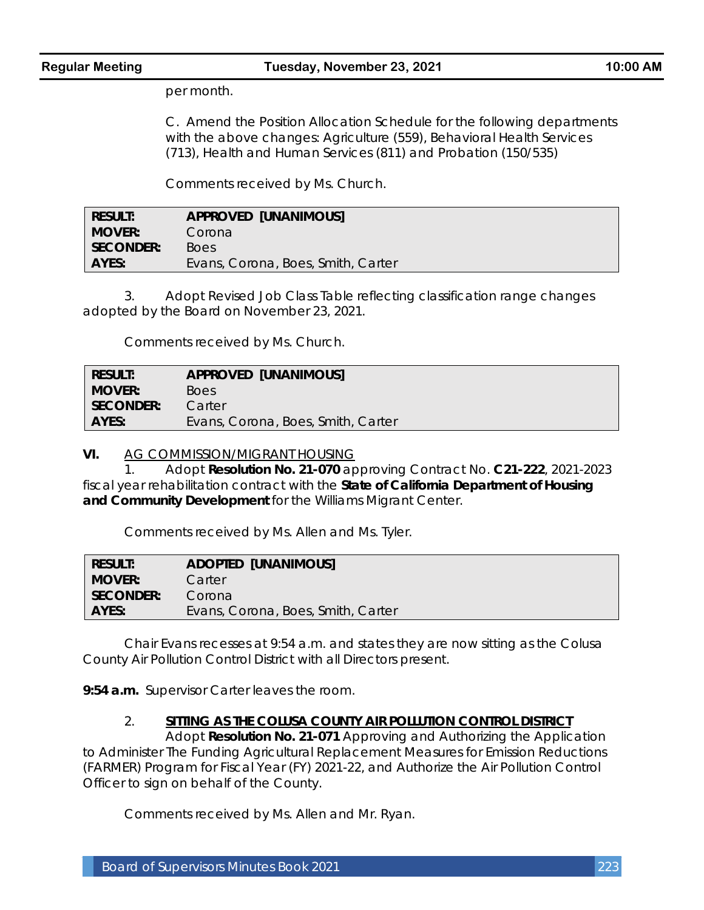per month.

C. Amend the Position Allocation Schedule for the following departments with the above changes: Agriculture (559), Behavioral Health Services (713), Health and Human Services (811) and Probation (150/535)

Comments received by Ms. Church.

| | |
|---|---|
| **RESULT:** | **APPROVED [UNANIMOUS]** |
| **MOVER:** | Corona |
| **SECONDER:** | Boes |
| **AYES:** | Evans, Corona, Boes, Smith, Carter |

3. Adopt Revised Job Class Table reflecting classification range changes adopted by the Board on November 23, 2021.

Comments received by Ms. Church.

| | |
|---|---|
| **RESULT:** | **APPROVED [UNANIMOUS]** |
| **MOVER:** | Boes |
| **SECONDER:** | Carter |
| **AYES:** | Evans, Corona, Boes, Smith, Carter |

**VI.** AG COMMISSION/MIGRANT HOUSING

1. Adopt **Resolution No. 21-070** approving Contract No. **C21-222**, 2021-2023 fiscal year rehabilitation contract with the **State of California Department of Housing and Community Development** for the Williams Migrant Center.

Comments received by Ms. Allen and Ms. Tyler.

| | |
|---|---|
| **RESULT:** | **ADOPTED [UNANIMOUS]** |
| **MOVER:** | Carter |
| **SECONDER:** | Corona |
| **AYES:** | Evans, Corona, Boes, Smith, Carter |

Chair Evans recesses at 9:54 a.m. and states they are now sitting as the Colusa County Air Pollution Control District with all Directors present.

**9:54 a.m.** Supervisor Carter leaves the room.

2. **SITTING AS THE COLUSA COUNTY AIR POLLUTION CONTROL DISTRICT**

Adopt **Resolution No. 21-071** Approving and Authorizing the Application to Administer The Funding Agricultural Replacement Measures for Emission Reductions (FARMER) Program for Fiscal Year (FY) 2021-22, and Authorize the Air Pollution Control Officer to sign on behalf of the County.

Comments received by Ms. Allen and Mr. Ryan.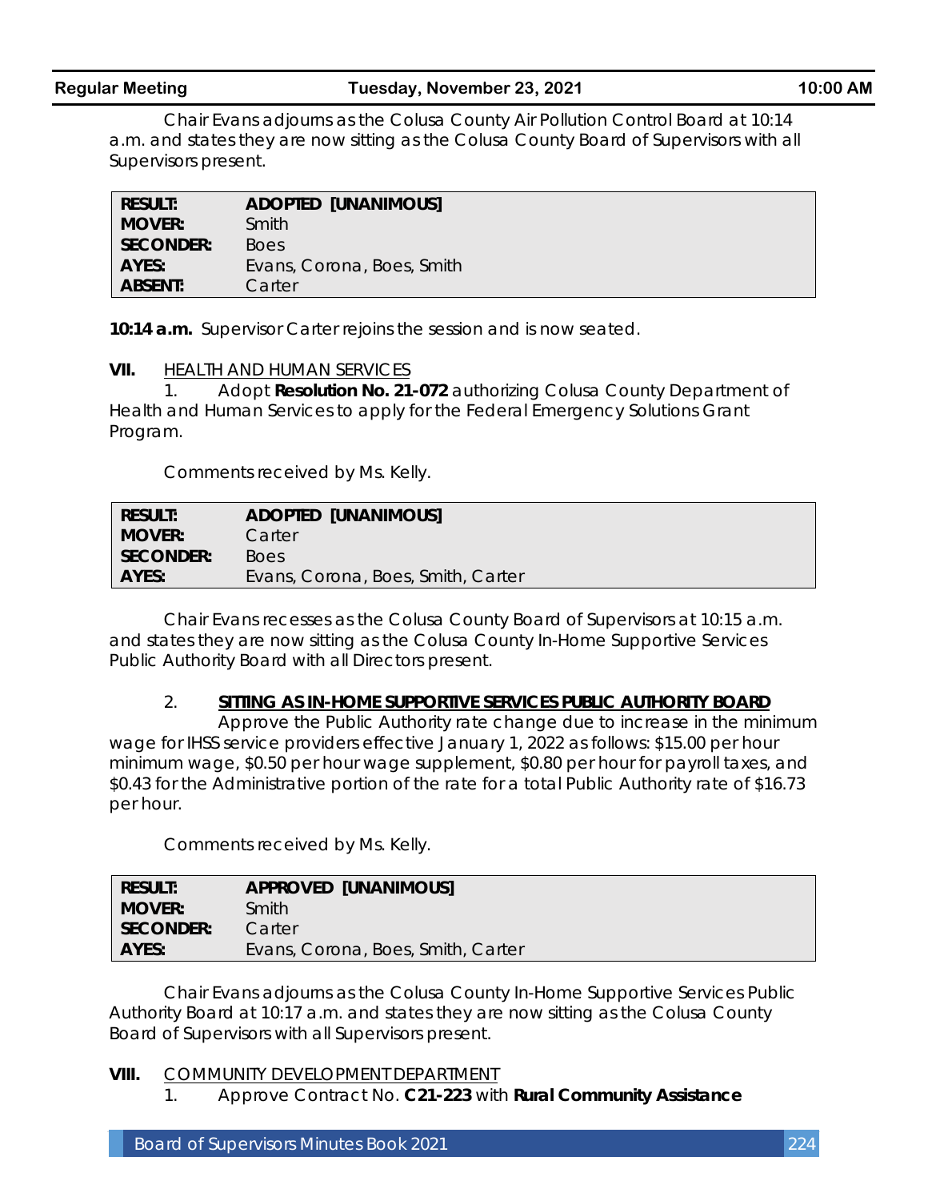Chair Evans adjourns as the Colusa County Air Pollution Control Board at 10:14 a.m. and states they are now sitting as the Colusa County Board of Supervisors with all Supervisors present.

| | |
|---|---|
| **RESULT:** | **ADOPTED [UNANIMOUS]** |
| **MOVER:** | Smith |
| **SECONDER:** | Boes |
| **AYES:** | Evans, Corona, Boes, Smith |
| **ABSENT:** | Carter |

**10:14 a.m.** Supervisor Carter rejoins the session and is now seated.

**VII.** HEALTH AND HUMAN SERVICES

1. Adopt **Resolution No. 21-072** authorizing Colusa County Department of Health and Human Services to apply for the Federal Emergency Solutions Grant Program.

Comments received by Ms. Kelly.

| | |
|---|---|
| **RESULT:** | **ADOPTED [UNANIMOUS]** |
| **MOVER:** | Carter |
| **SECONDER:** | Boes |
| **AYES:** | Evans, Corona, Boes, Smith, Carter |

Chair Evans recesses as the Colusa County Board of Supervisors at 10:15 a.m. and states they are now sitting as the Colusa County In-Home Supportive Services Public Authority Board with all Directors present.

2. **SITTING AS IN-HOME SUPPORTIVE SERVICES PUBLIC AUTHORITY BOARD**

Approve the Public Authority rate change due to increase in the minimum wage for IHSS service providers effective January 1, 2022 as follows: $15.00 per hour minimum wage, $0.50 per hour wage supplement, $0.80 per hour for payroll taxes, and $0.43 for the Administrative portion of the rate for a total Public Authority rate of $16.73 per hour.

Comments received by Ms. Kelly.

| | |
|---|---|
| **RESULT:** | **APPROVED [UNANIMOUS]** |
| **MOVER:** | Smith |
| **SECONDER:** | Carter |
| **AYES:** | Evans, Corona, Boes, Smith, Carter |

Chair Evans adjourns as the Colusa County In-Home Supportive Services Public Authority Board at 10:17 a.m. and states they are now sitting as the Colusa County Board of Supervisors with all Supervisors present.

**VIII.** COMMUNITY DEVELOPMENT DEPARTMENT

1. Approve Contract No. **C21-223** with **Rural Community Assistance**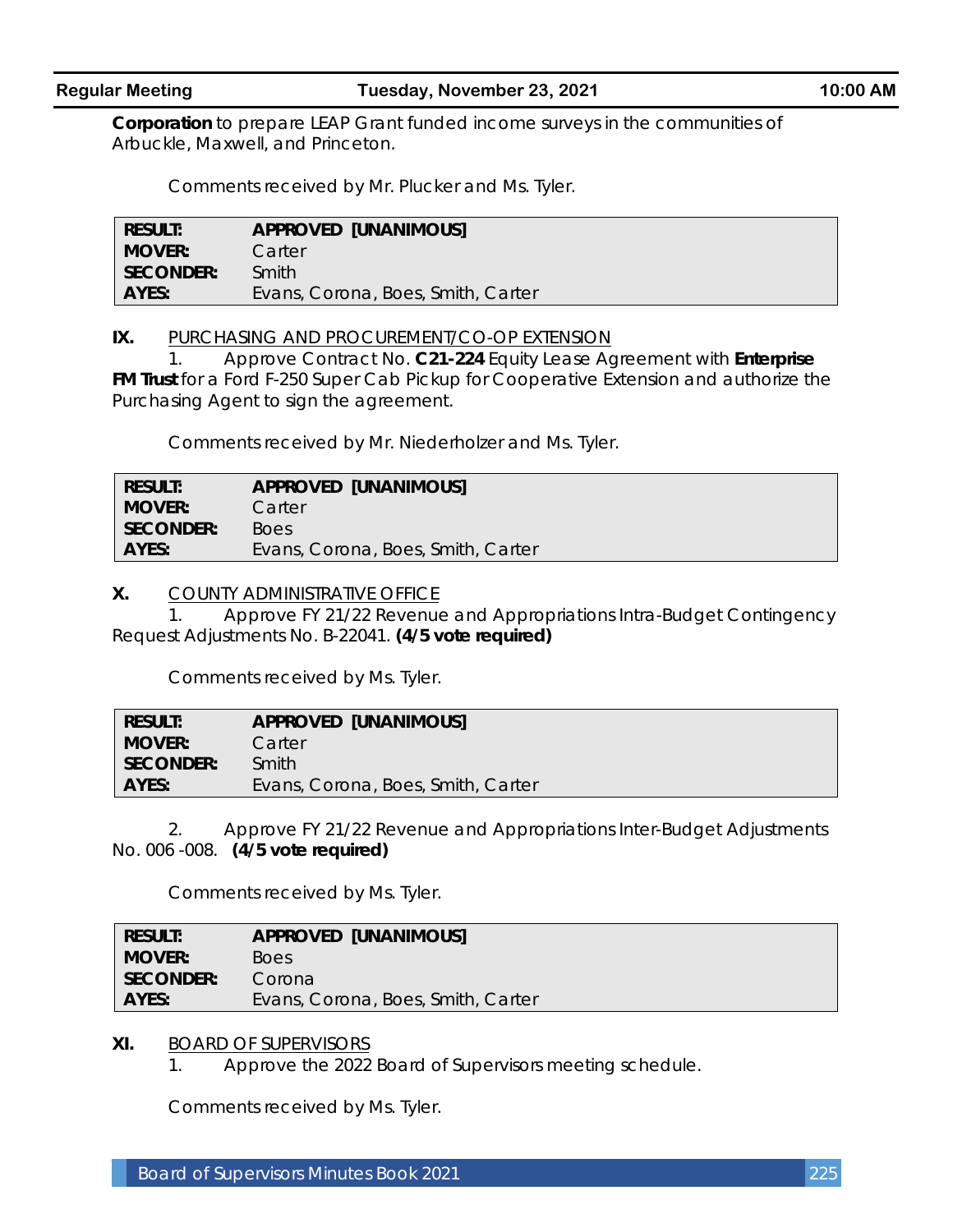**Corporation** to prepare LEAP Grant funded income surveys in the communities of Arbuckle, Maxwell, and Princeton.

Comments received by Mr. Plucker and Ms. Tyler.

| | |
|---|---|
| **RESULT:** | **APPROVED [UNANIMOUS]** |
| **MOVER:** | Carter |
| **SECONDER:** | Smith |
| **AYES:** | Evans, Corona, Boes, Smith, Carter |

## IX. PURCHASING AND PROCUREMENT/CO-OP EXTENSION

1. Approve Contract No. **C21-224** Equity Lease Agreement with **Enterprise FM Trust** for a Ford F-250 Super Cab Pickup for Cooperative Extension and authorize the Purchasing Agent to sign the agreement.

Comments received by Mr. Niederholzer and Ms. Tyler.

| | |
|---|---|
| **RESULT:** | **APPROVED [UNANIMOUS]** |
| **MOVER:** | Carter |
| **SECONDER:** | Boes |
| **AYES:** | Evans, Corona, Boes, Smith, Carter |

## X. COUNTY ADMINISTRATIVE OFFICE

1. Approve FY 21/22 Revenue and Appropriations Intra-Budget Contingency Request Adjustments No. B-22041. **(4/5 vote required)**

Comments received by Ms. Tyler.

| | |
|---|---|
| **RESULT:** | **APPROVED [UNANIMOUS]** |
| **MOVER:** | Carter |
| **SECONDER:** | Smith |
| **AYES:** | Evans, Corona, Boes, Smith, Carter |

2. Approve FY 21/22 Revenue and Appropriations Inter-Budget Adjustments No. 006 -008. **(4/5 vote required)**

Comments received by Ms. Tyler.

| | |
|---|---|
| **RESULT:** | **APPROVED [UNANIMOUS]** |
| **MOVER:** | Boes |
| **SECONDER:** | Corona |
| **AYES:** | Evans, Corona, Boes, Smith, Carter |

## XI. BOARD OF SUPERVISORS

1. Approve the 2022 Board of Supervisors meeting schedule.

Comments received by Ms. Tyler.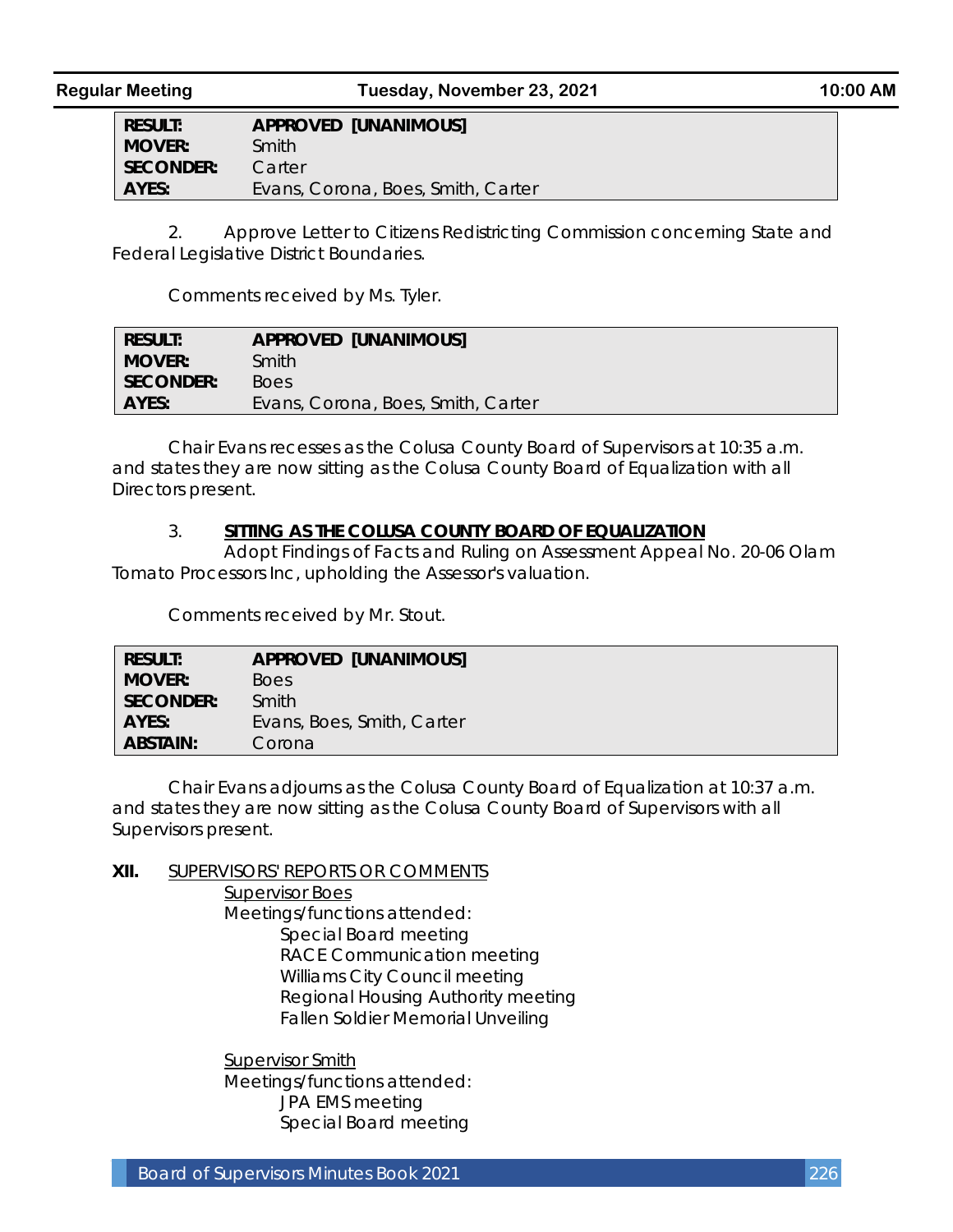| RESULT: | APPROVED [UNANIMOUS] |
|---|---|
| MOVER: | Smith |
| SECONDER: | Carter |
| AYES: | Evans, Corona, Boes, Smith, Carter |

2. Approve Letter to Citizens Redistricting Commission concerning State and Federal Legislative District Boundaries.

Comments received by Ms. Tyler.

| RESULT: | APPROVED [UNANIMOUS] |
|---|---|
| MOVER: | Smith |
| SECONDER: | Boes |
| AYES: | Evans, Corona, Boes, Smith, Carter |

Chair Evans recesses as the Colusa County Board of Supervisors at 10:35 a.m. and states they are now sitting as the Colusa County Board of Equalization with all Directors present.

3. **SITTING AS THE COLUSA COUNTY BOARD OF EQUALIZATION**

Adopt Findings of Facts and Ruling on Assessment Appeal No. 20-06 Olam Tomato Processors Inc, upholding the Assessor's valuation.

Comments received by Mr. Stout.

| RESULT: | APPROVED [UNANIMOUS] |
|---|---|
| MOVER: | Boes |
| SECONDER: | Smith |
| AYES: | Evans, Boes, Smith, Carter |
| ABSTAIN: | Corona |

Chair Evans adjourns as the Colusa County Board of Equalization at 10:37 a.m. and states they are now sitting as the Colusa County Board of Supervisors with all Supervisors present.

## XII. SUPERVISORS' REPORTS OR COMMENTS

Supervisor Boes

Meetings/functions attended:

- Special Board meeting
- RACE Communication meeting
- Williams City Council meeting
- Regional Housing Authority meeting
- Fallen Soldier Memorial Unveiling

Supervisor Smith

Meetings/functions attended:

- JPA EMS meeting
- Special Board meeting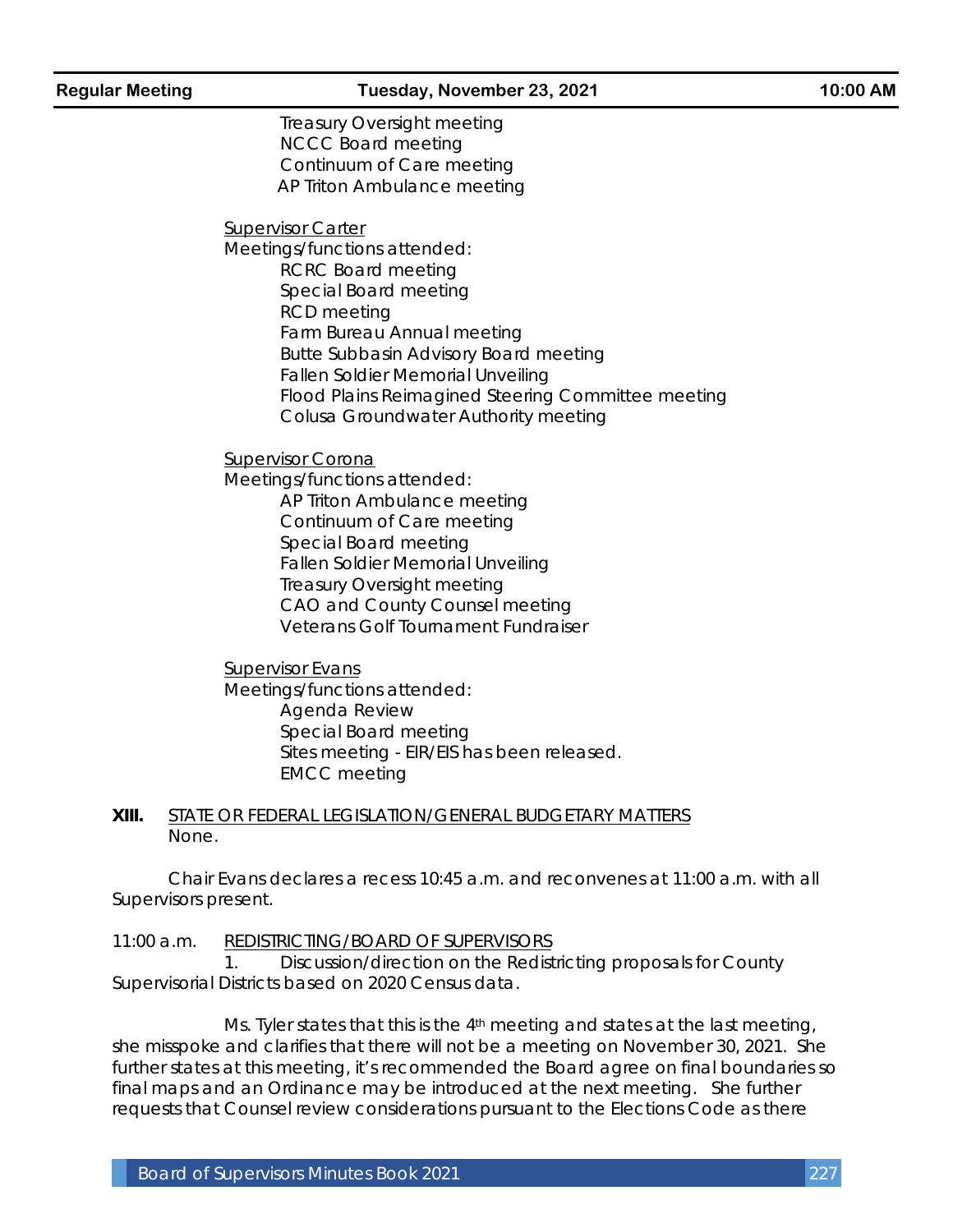Treasury Oversight meeting
NCCC Board meeting
Continuum of Care meeting
AP Triton Ambulance meeting

Supervisor Carter
Meetings/functions attended:
- RCRC Board meeting
- Special Board meeting
- RCD meeting
- Farm Bureau Annual meeting
- Butte Subbasin Advisory Board meeting
- Fallen Soldier Memorial Unveiling
- Flood Plains Reimagined Steering Committee meeting
- Colusa Groundwater Authority meeting

Supervisor Corona
Meetings/functions attended:
- AP Triton Ambulance meeting
- Continuum of Care meeting
- Special Board meeting
- Fallen Soldier Memorial Unveiling
- Treasury Oversight meeting
- CAO and County Counsel meeting
- Veterans Golf Tournament Fundraiser

Supervisor Evans
Meetings/functions attended:
- Agenda Review
- Special Board meeting
- Sites meeting - EIR/EIS has been released.
- EMCC meeting

**XIII.** STATE OR FEDERAL LEGISLATION/GENERAL BUDGETARY MATTERS
None.

Chair Evans declares a recess 10:45 a.m. and reconvenes at 11:00 a.m. with all Supervisors present.

11:00 a.m. REDISTRICTING/BOARD OF SUPERVISORS

1. Discussion/direction on the Redistricting proposals for County Supervisorial Districts based on 2020 Census data.

Ms. Tyler states that this is the 4th meeting and states at the last meeting, she misspoke and clarifies that there will not be a meeting on November 30, 2021. She further states at this meeting, it's recommended the Board agree on final boundaries so final maps and an Ordinance may be introduced at the next meeting. She further requests that Counsel review considerations pursuant to the Elections Code as there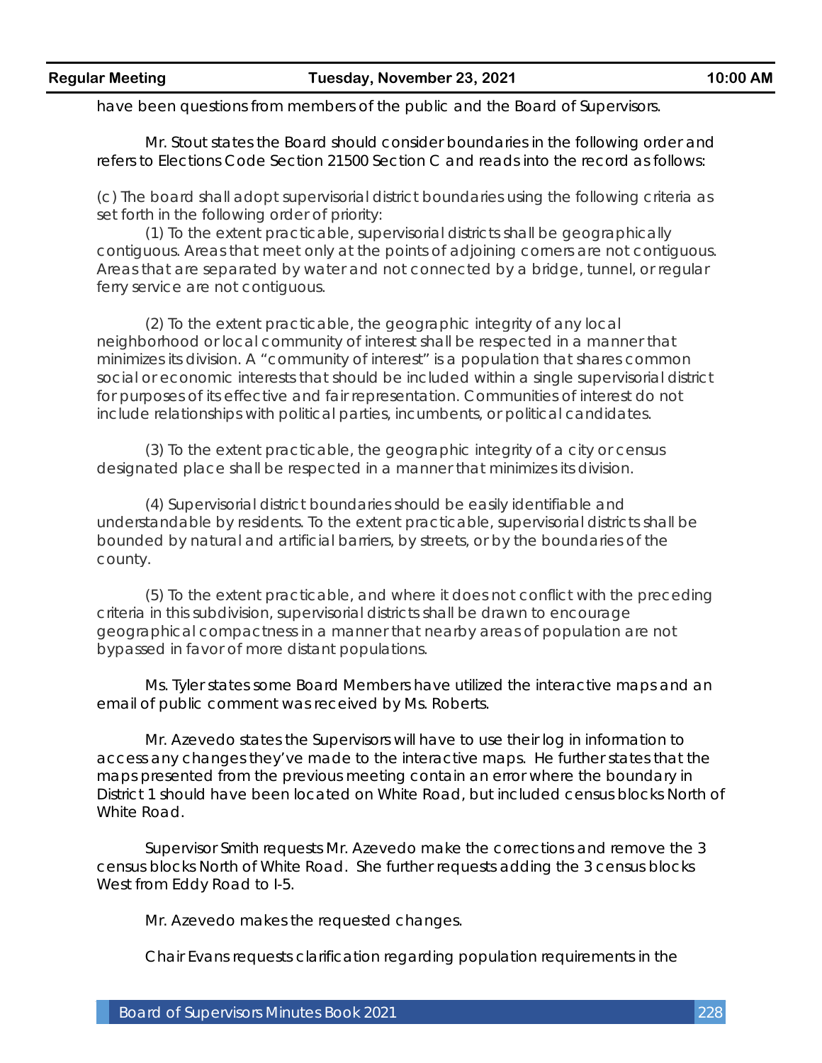have been questions from members of the public and the Board of Supervisors.

Mr. Stout states the Board should consider boundaries in the following order and refers to Elections Code Section 21500 Section C and reads into the record as follows:

(c) The board shall adopt supervisorial district boundaries using the following criteria as set forth in the following order of priority:

(1) To the extent practicable, supervisorial districts shall be geographically contiguous. Areas that meet only at the points of adjoining corners are not contiguous. Areas that are separated by water and not connected by a bridge, tunnel, or regular ferry service are not contiguous.

(2) To the extent practicable, the geographic integrity of any local neighborhood or local community of interest shall be respected in a manner that minimizes its division. A "community of interest" is a population that shares common social or economic interests that should be included within a single supervisorial district for purposes of its effective and fair representation. Communities of interest do not include relationships with political parties, incumbents, or political candidates.

(3) To the extent practicable, the geographic integrity of a city or census designated place shall be respected in a manner that minimizes its division.

(4) Supervisorial district boundaries should be easily identifiable and understandable by residents. To the extent practicable, supervisorial districts shall be bounded by natural and artificial barriers, by streets, or by the boundaries of the county.

(5) To the extent practicable, and where it does not conflict with the preceding criteria in this subdivision, supervisorial districts shall be drawn to encourage geographical compactness in a manner that nearby areas of population are not bypassed in favor of more distant populations.

Ms. Tyler states some Board Members have utilized the interactive maps and an email of public comment was received by Ms. Roberts.

Mr. Azevedo states the Supervisors will have to use their log in information to access any changes they've made to the interactive maps. He further states that the maps presented from the previous meeting contain an error where the boundary in District 1 should have been located on White Road, but included census blocks North of White Road.

Supervisor Smith requests Mr. Azevedo make the corrections and remove the 3 census blocks North of White Road. She further requests adding the 3 census blocks West from Eddy Road to I-5.

Mr. Azevedo makes the requested changes.

Chair Evans requests clarification regarding population requirements in the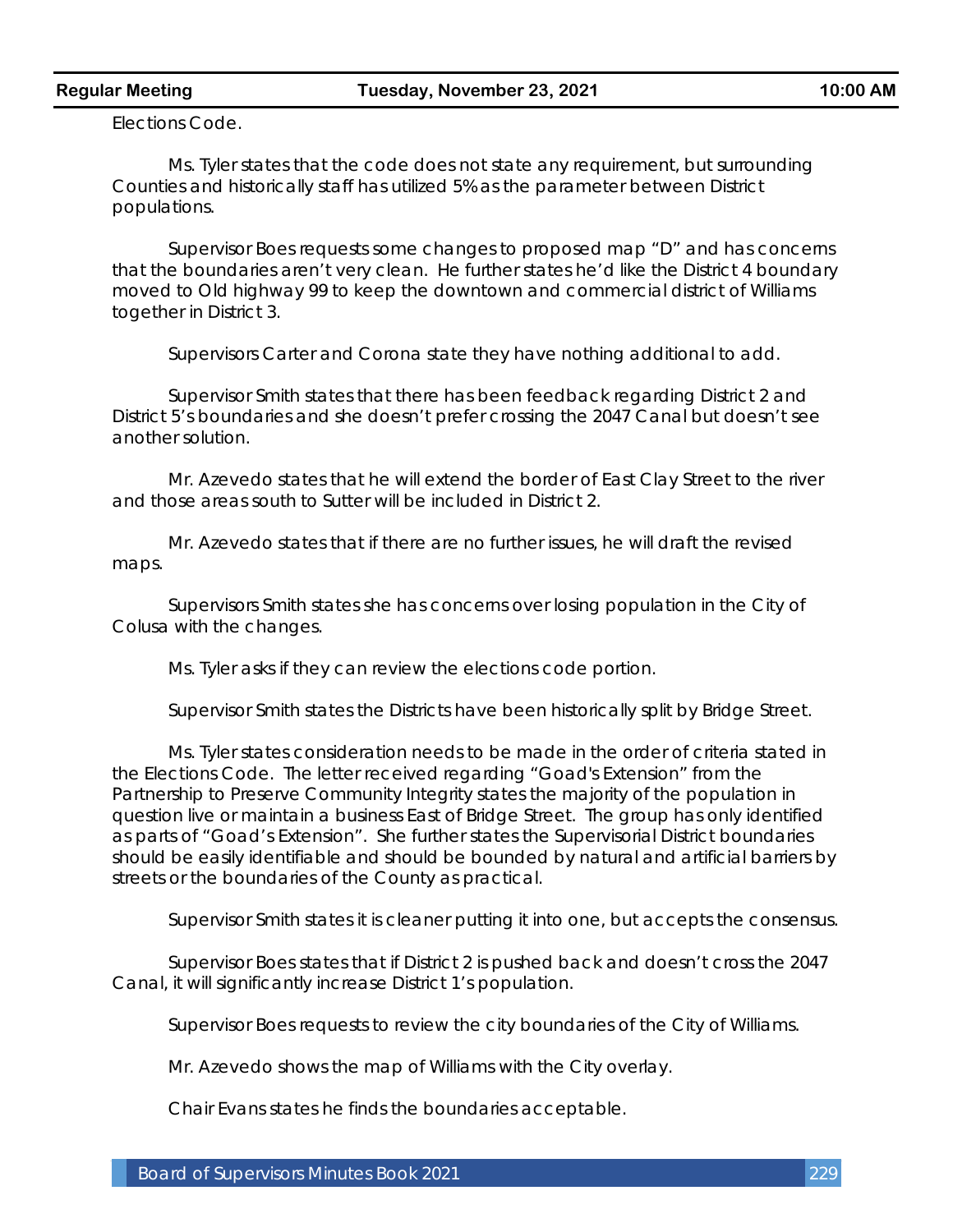Elections Code.

Ms. Tyler states that the code does not state any requirement, but surrounding Counties and historically staff has utilized 5% as the parameter between District populations.

Supervisor Boes requests some changes to proposed map "D" and has concerns that the boundaries aren't very clean. He further states he'd like the District 4 boundary moved to Old highway 99 to keep the downtown and commercial district of Williams together in District 3.

Supervisors Carter and Corona state they have nothing additional to add.

Supervisor Smith states that there has been feedback regarding District 2 and District 5's boundaries and she doesn't prefer crossing the 2047 Canal but doesn't see another solution.

Mr. Azevedo states that he will extend the border of East Clay Street to the river and those areas south to Sutter will be included in District 2.

Mr. Azevedo states that if there are no further issues, he will draft the revised maps.

Supervisors Smith states she has concerns over losing population in the City of Colusa with the changes.

Ms. Tyler asks if they can review the elections code portion.

Supervisor Smith states the Districts have been historically split by Bridge Street.

Ms. Tyler states consideration needs to be made in the order of criteria stated in the Elections Code. The letter received regarding "Goad's Extension" from the Partnership to Preserve Community Integrity states the majority of the population in question live or maintain a business East of Bridge Street. The group has only identified as parts of "Goad's Extension". She further states the Supervisorial District boundaries should be easily identifiable and should be bounded by natural and artificial barriers by streets or the boundaries of the County as practical.

Supervisor Smith states it is cleaner putting it into one, but accepts the consensus.

Supervisor Boes states that if District 2 is pushed back and doesn't cross the 2047 Canal, it will significantly increase District 1's population.

Supervisor Boes requests to review the city boundaries of the City of Williams.

Mr. Azevedo shows the map of Williams with the City overlay.

Chair Evans states he finds the boundaries acceptable.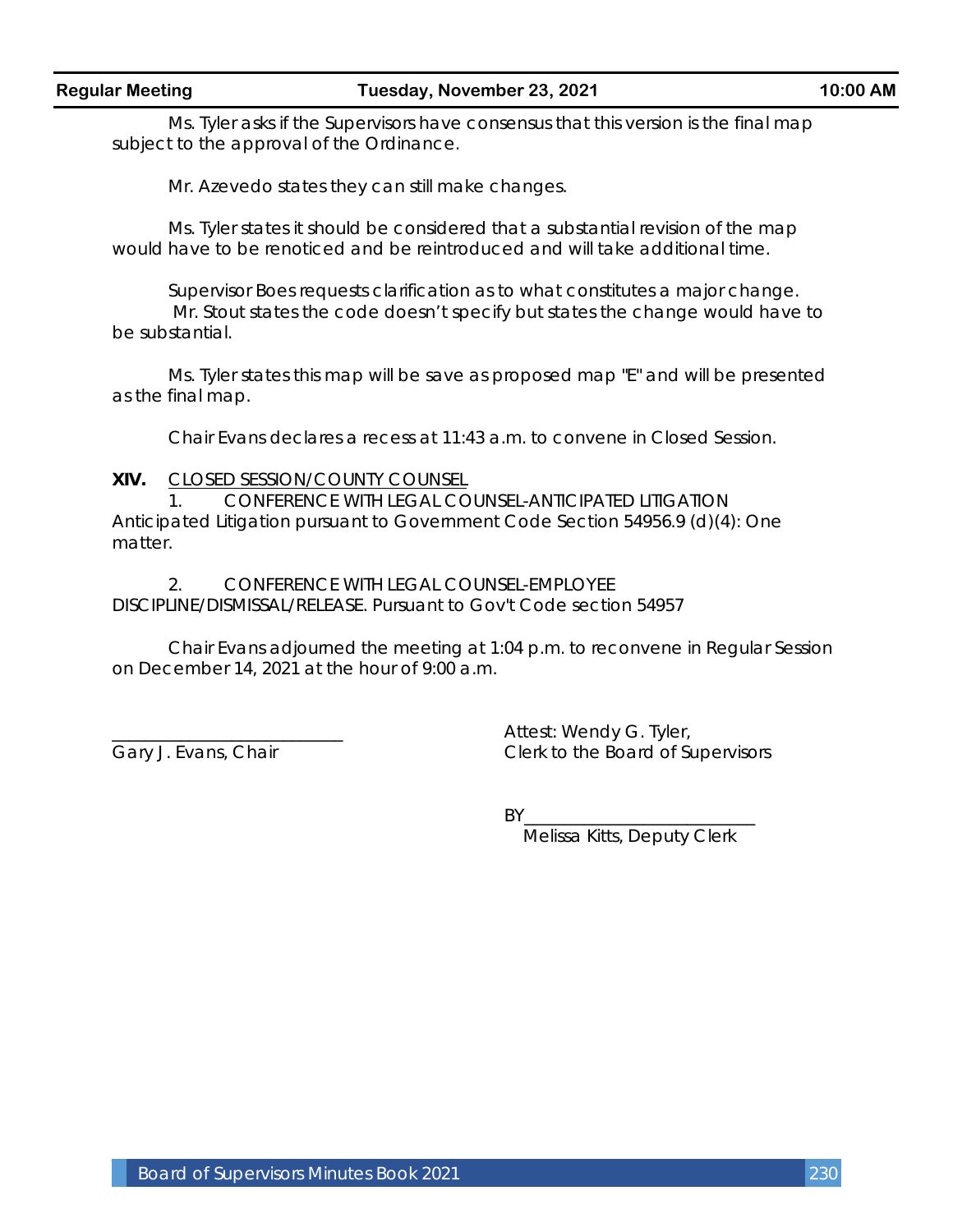Ms. Tyler asks if the Supervisors have consensus that this version is the final map subject to the approval of the Ordinance.

Mr. Azevedo states they can still make changes.

Ms. Tyler states it should be considered that a substantial revision of the map would have to be renoticed and be reintroduced and will take additional time.

Supervisor Boes requests clarification as to what constitutes a major change.
Mr. Stout states the code doesn't specify but states the change would have to be substantial.

Ms. Tyler states this map will be save as proposed map "E" and will be presented as the final map.

Chair Evans declares a recess at 11:43 a.m. to convene in Closed Session.

**XIV.** CLOSED SESSION/COUNTY COUNSEL

1. CONFERENCE WITH LEGAL COUNSEL-ANTICIPATED LITIGATION Anticipated Litigation pursuant to Government Code Section 54956.9 (d)(4): One matter.

2. CONFERENCE WITH LEGAL COUNSEL-EMPLOYEE DISCIPLINE/DISMISSAL/RELEASE. Pursuant to Gov't Code section 54957

Chair Evans adjourned the meeting at 1:04 p.m. to reconvene in Regular Session on December 14, 2021 at the hour of 9:00 a.m.

\_\_\_\_\_\_\_\_\_\_\_\_\_\_\_\_\_\_\_\_\_\_\_\_\_\_
Gary J. Evans, Chair

Attest: Wendy G. Tyler,
Clerk to the Board of Supervisors

BY\_\_\_\_\_\_\_\_\_\_\_\_\_\_\_\_\_\_\_\_\_\_\_\_\_\_
Melissa Kitts, Deputy Clerk